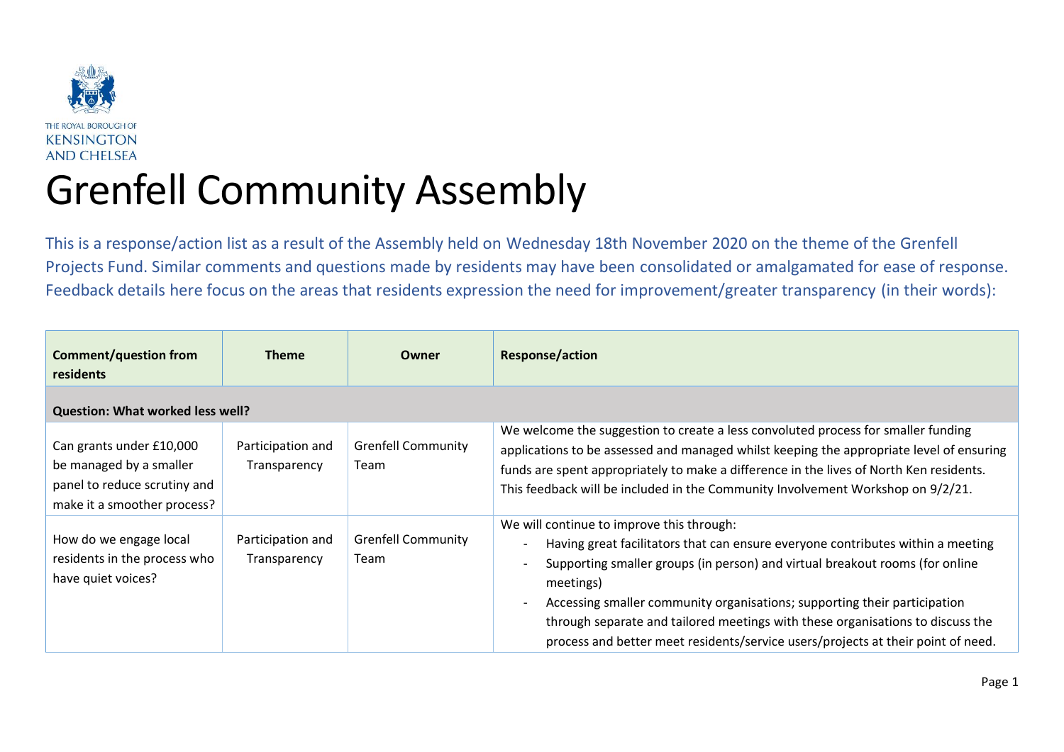THE ROYAL BOROUGH OF
KENSINGTON
AND CHELSEA

# Grenfell Community Assembly

This is a response/action list as a result of the Assembly held on Wednesday 18th November 2020 on the theme of the Grenfell Projects Fund. Similar comments and questions made by residents may have been consolidated or amalgamated for ease of response. Feedback details here focus on the areas that residents expression the need for improvement/greater transparency (in their words):

| Comment/question from residents | Theme | Owner | Response/action |
|---|---|---|---|
| **Question: What worked less well?** | | | |
| Can grants under £10,000 be managed by a smaller panel to reduce scrutiny and make it a smoother process? | Participation and Transparency | Grenfell Community Team | We welcome the suggestion to create a less convoluted process for smaller funding applications to be assessed and managed whilst keeping the appropriate level of ensuring funds are spent appropriately to make a difference in the lives of North Ken residents. This feedback will be included in the Community Involvement Workshop on 9/2/21. |
| How do we engage local residents in the process who have quiet voices? | Participation and Transparency | Grenfell Community Team | We will continue to improve this through:<br>- Having great facilitators that can ensure everyone contributes within a meeting<br>- Supporting smaller groups (in person) and virtual breakout rooms (for online meetings)<br>- Accessing smaller community organisations; supporting their participation through separate and tailored meetings with these organisations to discuss the process and better meet residents/service users/projects at their point of need. |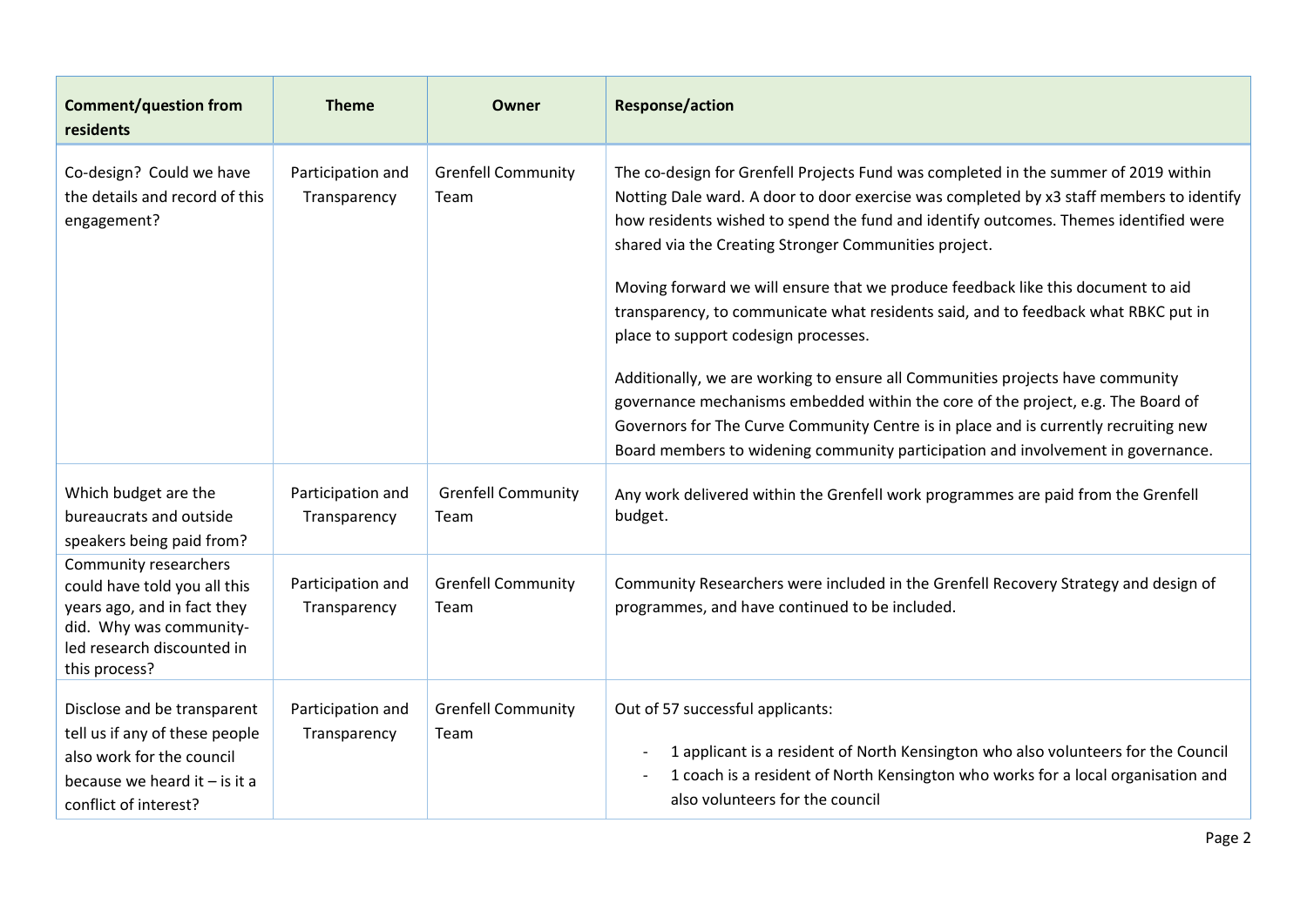| Comment/question from residents | Theme | Owner | Response/action |
|---|---|---|---|
| Co-design? Could we have the details and record of this engagement? | Participation and Transparency | Grenfell Community Team | The co-design for Grenfell Projects Fund was completed in the summer of 2019 within Notting Dale ward. A door to door exercise was completed by x3 staff members to identify how residents wished to spend the fund and identify outcomes. Themes identified were shared via the Creating Stronger Communities project.<br><br>Moving forward we will ensure that we produce feedback like this document to aid transparency, to communicate what residents said, and to feedback what RBKC put in place to support codesign processes.<br><br>Additionally, we are working to ensure all Communities projects have community governance mechanisms embedded within the core of the project, e.g. The Board of Governors for The Curve Community Centre is in place and is currently recruiting new Board members to widening community participation and involvement in governance. |
| Which budget are the bureaucrats and outside speakers being paid from? | Participation and Transparency | Grenfell Community Team | Any work delivered within the Grenfell work programmes are paid from the Grenfell budget. |
| Community researchers could have told you all this years ago, and in fact they did. Why was community-led research discounted in this process? | Participation and Transparency | Grenfell Community Team | Community Researchers were included in the Grenfell Recovery Strategy and design of programmes, and have continued to be included. |
| Disclose and be transparent tell us if any of these people also work for the council because we heard it – is it a conflict of interest? | Participation and Transparency | Grenfell Community Team | Out of 57 successful applicants:<br>- 1 applicant is a resident of North Kensington who also volunteers for the Council<br>- 1 coach is a resident of North Kensington who works for a local organisation and also volunteers for the council |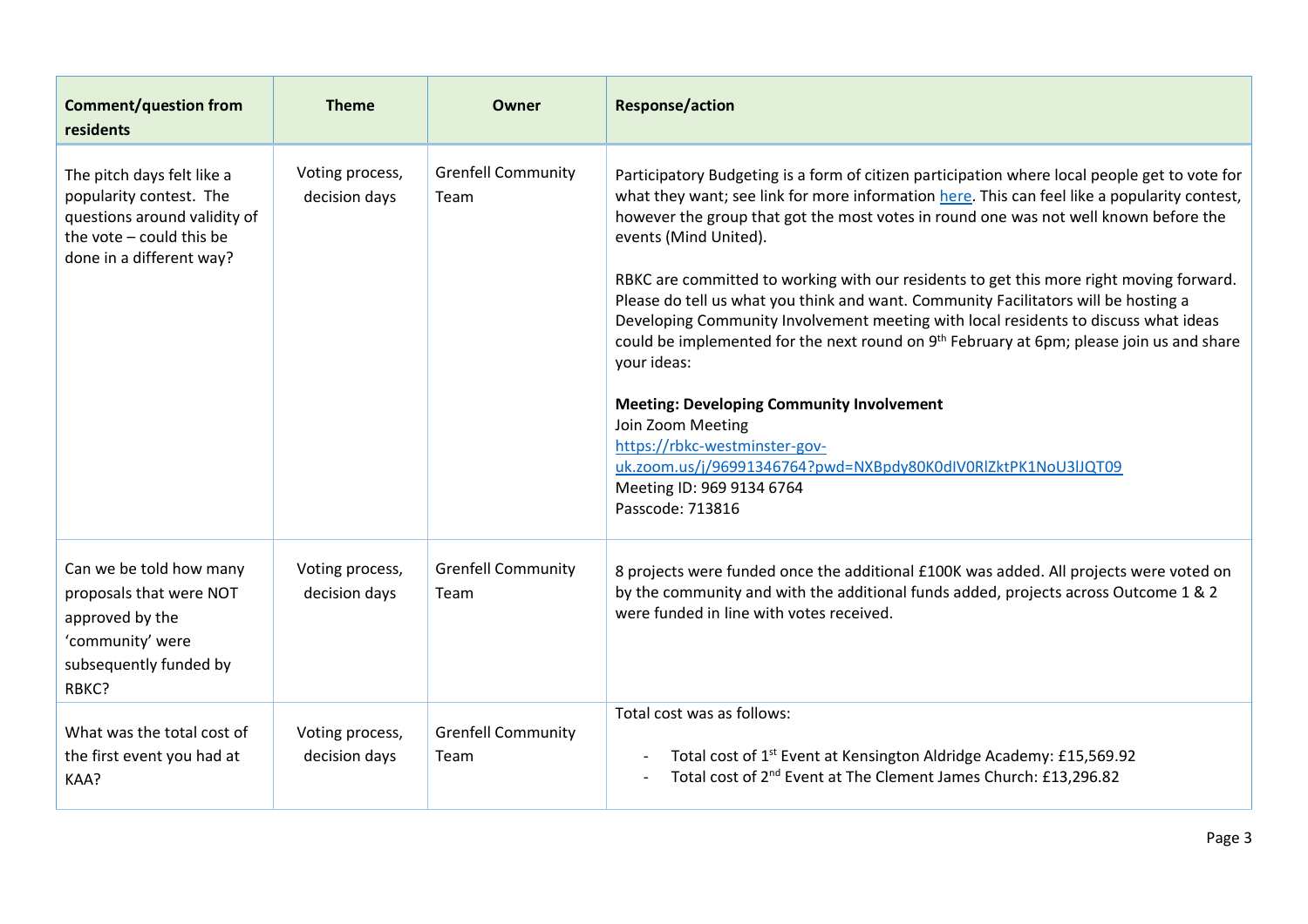| Comment/question from residents | Theme | Owner | Response/action |
|---|---|---|---|
| The pitch days felt like a popularity contest. The questions around validity of the vote – could this be done in a different way? | Voting process, decision days | Grenfell Community Team | Participatory Budgeting is a form of citizen participation where local people get to vote for what they want; see link for more information here. This can feel like a popularity contest, however the group that got the most votes in round one was not well known before the events (Mind United).<br><br>RBKC are committed to working with our residents to get this more right moving forward. Please do tell us what you think and want. Community Facilitators will be hosting a Developing Community Involvement meeting with local residents to discuss what ideas could be implemented for the next round on 9th February at 6pm; please join us and share your ideas:<br><br>**Meeting: Developing Community Involvement**<br>Join Zoom Meeting<br>https://rbkc-westminster-gov-uk.zoom.us/j/96991346764?pwd=NXBpdy80K0dIV0RlZktPK1NoU3lJQT09<br>Meeting ID: 969 9134 6764<br>Passcode: 713816 |
| Can we be told how many proposals that were NOT approved by the 'community' were subsequently funded by RBKC? | Voting process, decision days | Grenfell Community Team | 8 projects were funded once the additional £100K was added. All projects were voted on by the community and with the additional funds added, projects across Outcome 1 & 2 were funded in line with votes received. |
| What was the total cost of the first event you had at KAA? | Voting process, decision days | Grenfell Community Team | Total cost was as follows:<br><br>- Total cost of 1st Event at Kensington Aldridge Academy: £15,569.92<br>- Total cost of 2nd Event at The Clement James Church: £13,296.82 |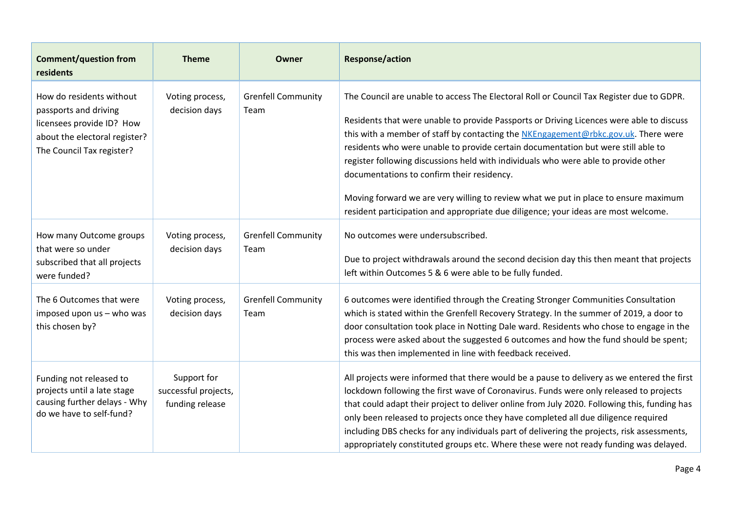| Comment/question from residents | Theme | Owner | Response/action |
|---|---|---|---|
| How do residents without passports and driving licensees provide ID? How about the electoral register? The Council Tax register? | Voting process, decision days | Grenfell Community Team | The Council are unable to access The Electoral Roll or Council Tax Register due to GDPR.<br><br>Residents that were unable to provide Passports or Driving Licences were able to discuss this with a member of staff by contacting the NKEngagement@rbkc.gov.uk. There were residents who were unable to provide certain documentation but were still able to register following discussions held with individuals who were able to provide other documentations to confirm their residency.<br><br>Moving forward we are very willing to review what we put in place to ensure maximum resident participation and appropriate due diligence; your ideas are most welcome. |
| How many Outcome groups that were so under subscribed that all projects were funded? | Voting process, decision days | Grenfell Community Team | No outcomes were undersubscribed.<br><br>Due to project withdrawals around the second decision day this then meant that projects left within Outcomes 5 & 6 were able to be fully funded. |
| The 6 Outcomes that were imposed upon us – who was this chosen by? | Voting process, decision days | Grenfell Community Team | 6 outcomes were identified through the Creating Stronger Communities Consultation which is stated within the Grenfell Recovery Strategy. In the summer of 2019, a door to door consultation took place in Notting Dale ward. Residents who chose to engage in the process were asked about the suggested 6 outcomes and how the fund should be spent; this was then implemented in line with feedback received. |
| Funding not released to projects until a late stage causing further delays - Why do we have to self-fund? | Support for successful projects, funding release | | All projects were informed that there would be a pause to delivery as we entered the first lockdown following the first wave of Coronavirus. Funds were only released to projects that could adapt their project to deliver online from July 2020. Following this, funding has only been released to projects once they have completed all due diligence required including DBS checks for any individuals part of delivering the projects, risk assessments, appropriately constituted groups etc. Where these were not ready funding was delayed. |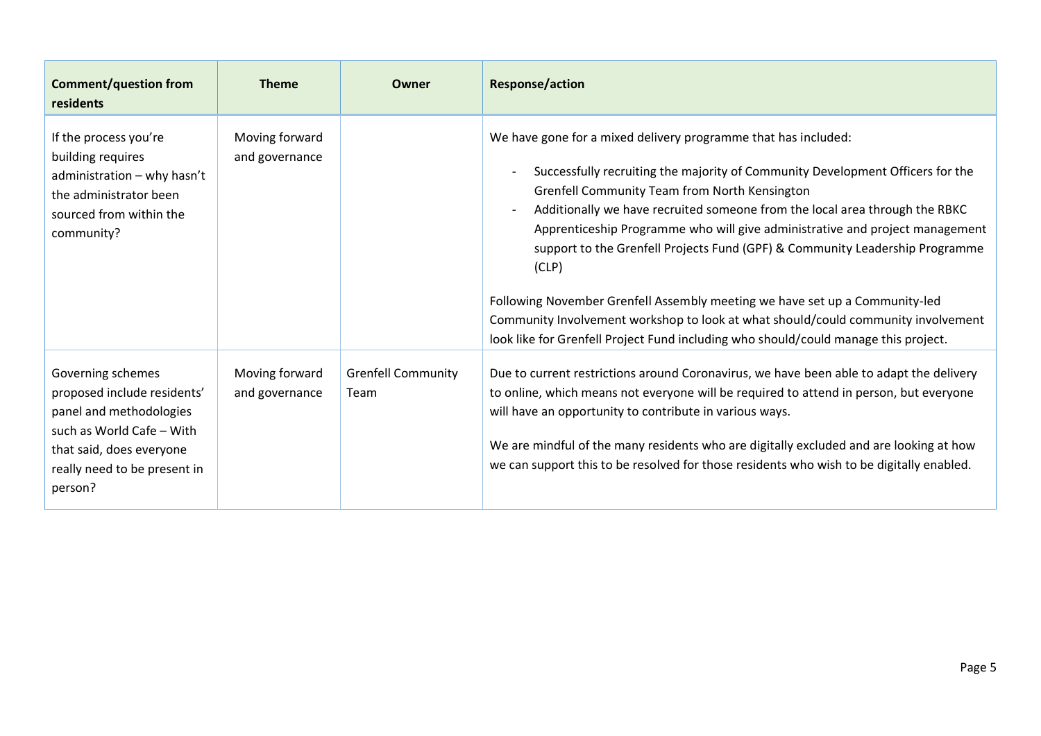| Comment/question from residents | Theme | Owner | Response/action |
|---|---|---|---|
| If the process you're building requires administration – why hasn't the administrator been sourced from within the community? | Moving forward and governance | | We have gone for a mixed delivery programme that has included:<br>- Successfully recruiting the majority of Community Development Officers for the Grenfell Community Team from North Kensington<br>- Additionally we have recruited someone from the local area through the RBKC Apprenticeship Programme who will give administrative and project management support to the Grenfell Projects Fund (GPF) & Community Leadership Programme (CLP)<br><br>Following November Grenfell Assembly meeting we have set up a Community-led Community Involvement workshop to look at what should/could community involvement look like for Grenfell Project Fund including who should/could manage this project. |
| Governing schemes proposed include residents' panel and methodologies such as World Cafe – With that said, does everyone really need to be present in person? | Moving forward and governance | Grenfell Community Team | Due to current restrictions around Coronavirus, we have been able to adapt the delivery to online, which means not everyone will be required to attend in person, but everyone will have an opportunity to contribute in various ways.<br><br>We are mindful of the many residents who are digitally excluded and are looking at how we can support this to be resolved for those residents who wish to be digitally enabled. |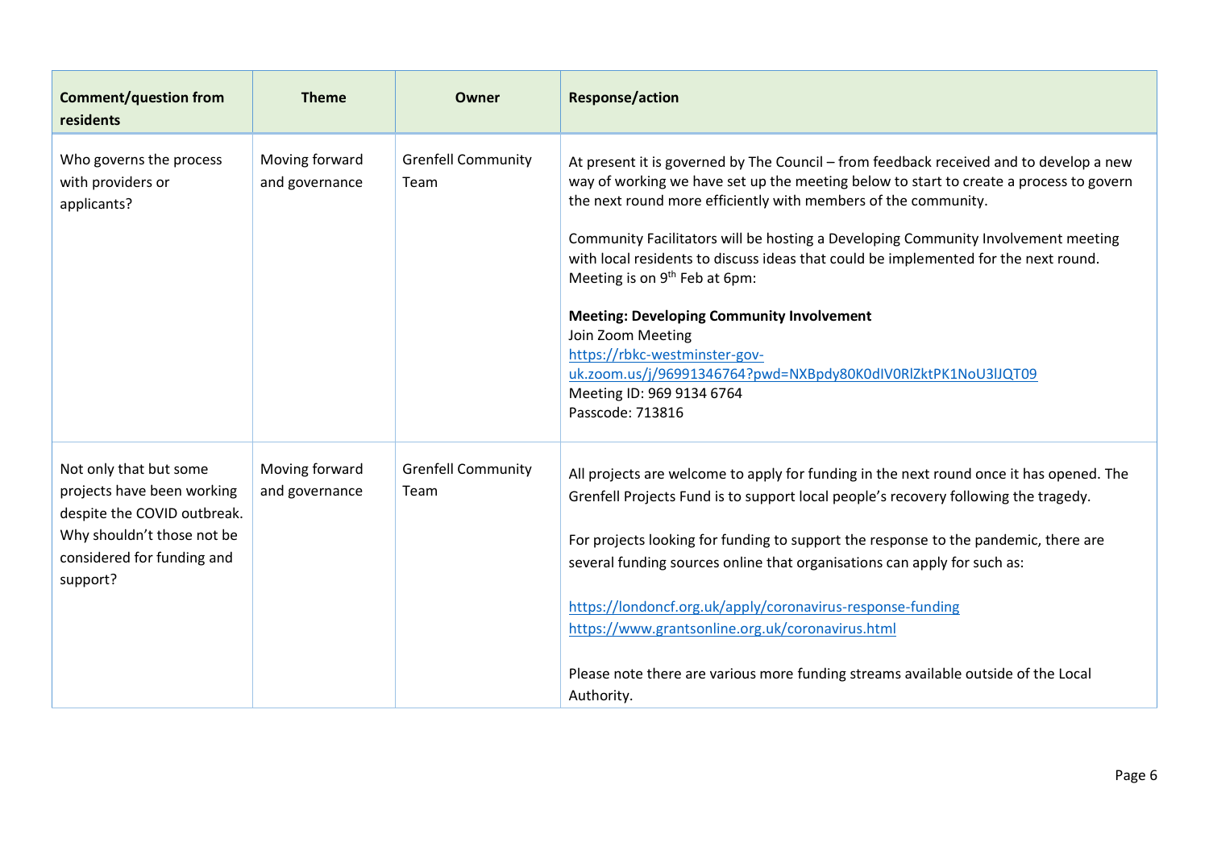| Comment/question from residents | Theme | Owner | Response/action |
|---|---|---|---|
| Who governs the process with providers or applicants? | Moving forward and governance | Grenfell Community Team | At present it is governed by The Council – from feedback received and to develop a new way of working we have set up the meeting below to start to create a process to govern the next round more efficiently with members of the community.<br><br>Community Facilitators will be hosting a Developing Community Involvement meeting with local residents to discuss ideas that could be implemented for the next round. Meeting is on 9th Feb at 6pm:<br><br>**Meeting: Developing Community Involvement**<br>Join Zoom Meeting<br>https://rbkc-westminster-gov-uk.zoom.us/j/96991346764?pwd=NXBpdy80K0dIV0RlZktPK1NoU3lJQT09<br>Meeting ID: 969 9134 6764<br>Passcode: 713816 |
| Not only that but some projects have been working despite the COVID outbreak. Why shouldn't those not be considered for funding and support? | Moving forward and governance | Grenfell Community Team | All projects are welcome to apply for funding in the next round once it has opened. The Grenfell Projects Fund is to support local people's recovery following the tragedy.<br><br>For projects looking for funding to support the response to the pandemic, there are several funding sources online that organisations can apply for such as:<br><br>https://londoncf.org.uk/apply/coronavirus-response-funding<br>https://www.grantsonline.org.uk/coronavirus.html<br><br>Please note there are various more funding streams available outside of the Local Authority. |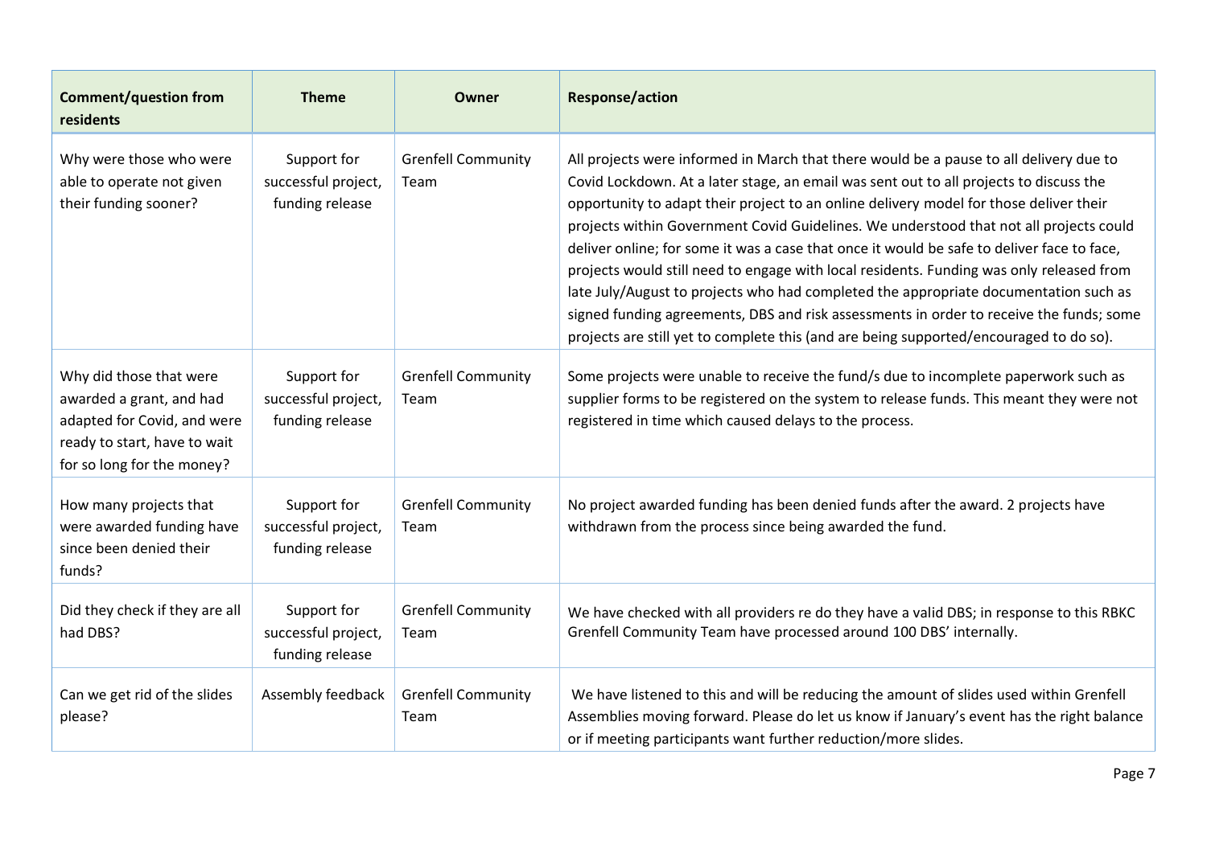| Comment/question from residents | Theme | Owner | Response/action |
|---|---|---|---|
| Why were those who were able to operate not given their funding sooner? | Support for successful project, funding release | Grenfell Community Team | All projects were informed in March that there would be a pause to all delivery due to Covid Lockdown. At a later stage, an email was sent out to all projects to discuss the opportunity to adapt their project to an online delivery model for those deliver their projects within Government Covid Guidelines. We understood that not all projects could deliver online; for some it was a case that once it would be safe to deliver face to face, projects would still need to engage with local residents. Funding was only released from late July/August to projects who had completed the appropriate documentation such as signed funding agreements, DBS and risk assessments in order to receive the funds; some projects are still yet to complete this (and are being supported/encouraged to do so). |
| Why did those that were awarded a grant, and had adapted for Covid, and were ready to start, have to wait for so long for the money? | Support for successful project, funding release | Grenfell Community Team | Some projects were unable to receive the fund/s due to incomplete paperwork such as supplier forms to be registered on the system to release funds. This meant they were not registered in time which caused delays to the process. |
| How many projects that were awarded funding have since been denied their funds? | Support for successful project, funding release | Grenfell Community Team | No project awarded funding has been denied funds after the award. 2 projects have withdrawn from the process since being awarded the fund. |
| Did they check if they are all had DBS? | Support for successful project, funding release | Grenfell Community Team | We have checked with all providers re do they have a valid DBS; in response to this RBKC Grenfell Community Team have processed around 100 DBS' internally. |
| Can we get rid of the slides please? | Assembly feedback | Grenfell Community Team | We have listened to this and will be reducing the amount of slides used within Grenfell Assemblies moving forward. Please do let us know if January's event has the right balance or if meeting participants want further reduction/more slides. |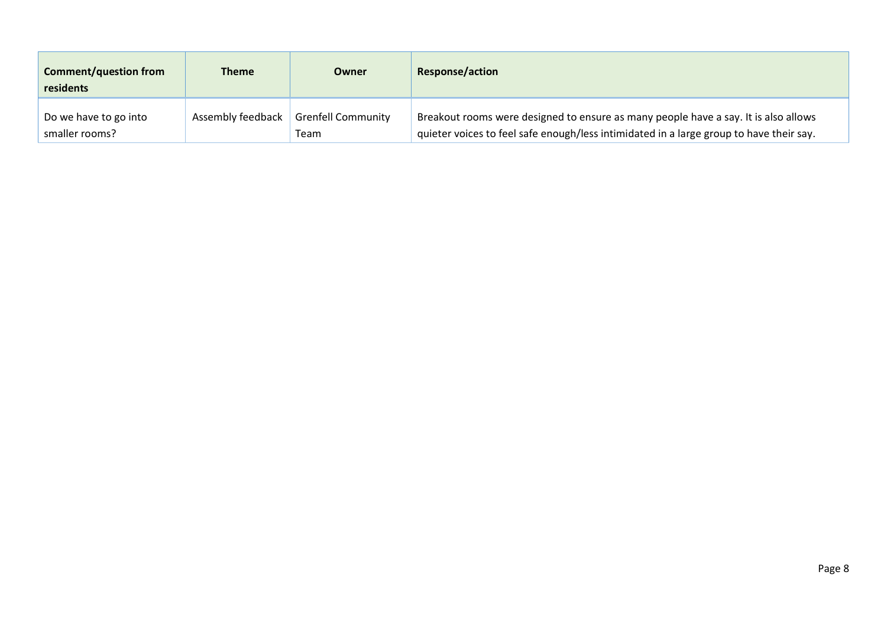| Comment/question from residents | Theme | Owner | Response/action |
|---|---|---|---|
| Do we have to go into smaller rooms? | Assembly feedback | Grenfell Community Team | Breakout rooms were designed to ensure as many people have a say. It is also allows quieter voices to feel safe enough/less intimidated in a large group to have their say. |